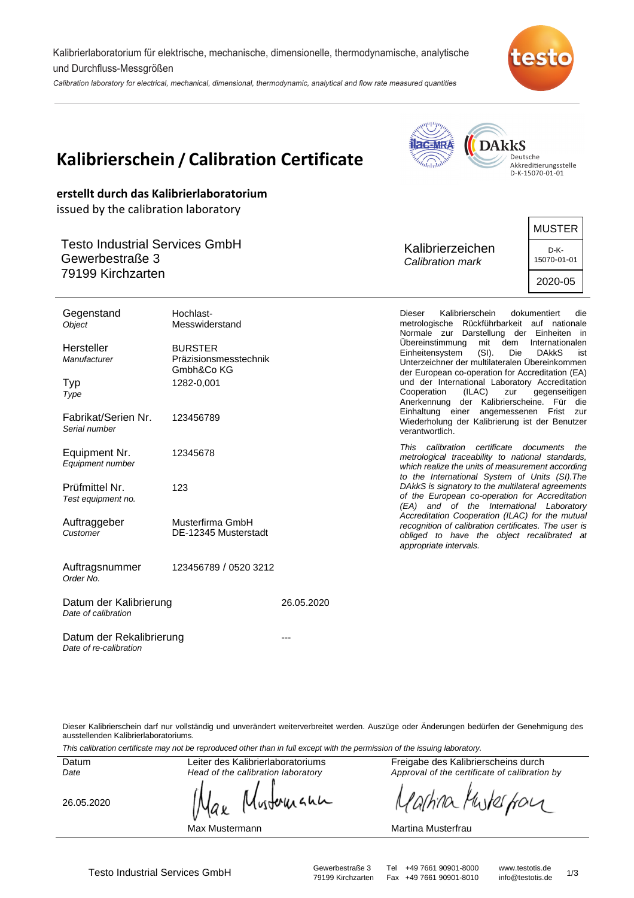Kalibrierlaboratorium für elektrische, mechanische, dimensionelle, thermodynamische, analytische und Durchfluss-Messgrößen

*Calibration laboratory for electrical, mechanical, dimensional, thermodynamic, analytical and flow rate measured quantities*

Deutsche Akkreditierungsstelle D-K-15070-01-01

# Kalibrierschein / Calibration Certificate

**erstellt durch das Kalibrierlaboratorium**

issued by the calibration laboratory

Testo Industrial Services GmbH
Gewerbestraße 3
79199 Kirchzarten

Kalibrierzeichen
*Calibration mark*

| MUSTER |
|---|
| D-K-15070-01-01 |
| 2020-05 |

| | |
|---|---|
| Gegenstand *Object* | Hochlast-Messwiderstand |
| Hersteller *Manufacturer* | BURSTER Präzisionsmesstechnik Gmbh&Co KG |
| Typ *Type* | 1282-0,001 |
| Fabrikat/Serien Nr. *Serial number* | 123456789 |
| Equipment Nr. *Equipment number* | 12345678 |
| Prüfmittel Nr. *Test equipment no.* | 123 |
| Auftraggeber *Customer* | Musterfirma GmbH DE-12345 Musterstadt |
| Auftragsnummer *Order No.* | 123456789 / 0520 3212 |
| Datum der Kalibrierung *Date of calibration* | 26.05.2020 |
| Datum der Rekalibrierung *Date of re-calibration* | --- |

Dieser Kalibrierschein dokumentiert die metrologische Rückführbarkeit auf nationale Normale zur Darstellung der Einheiten in Übereinstimmung mit dem Internationalen Einheitensystem (SI). Die DAkkS ist Unterzeichner der multilateralen Übereinkommen der European co-operation for Accreditation (EA) und der International Laboratory Accreditation Cooperation (ILAC) zur gegenseitigen Anerkennung der Kalibrierscheine. Für die Einhaltung einer angemessenen Frist zur Wiederholung der Kalibrierung ist der Benutzer verantwortlich.

*This calibration certificate documents the metrological traceability to national standards, which realize the units of measurement according to the International System of Units (SI).The DAkkS is signatory to the multilateral agreements of the European co-operation for Accreditation (EA) and of the International Laboratory Accreditation Cooperation (ILAC) for the mutual recognition of calibration certificates. The user is obliged to have the object recalibrated at appropriate intervals.*

Dieser Kalibrierschein darf nur vollständig und unverändert weiterverbreitet werden. Auszüge oder Änderungen bedürfen der Genehmigung des ausstellenden Kalibrierlaboratoriums.

*This calibration certificate may not be reproduced other than in full except with the permission of the issuing laboratory.*

| Datum *Date* | Leiter des Kalibrierlaboratoriums *Head of the calibration laboratory* | Freigabe des Kalibrierscheins durch *Approval of the certificate of calibration by* |
|---|---|---|
| 26.05.2020 | Max Mustermann | Martina Musterfrau |

Testo Industrial Services GmbH — Gewerbestraße 3, 79199 Kirchzarten — Tel +49 7661 90901-8000, Fax +49 7661 90901-8010 — www.testotis.de, info@testotis.de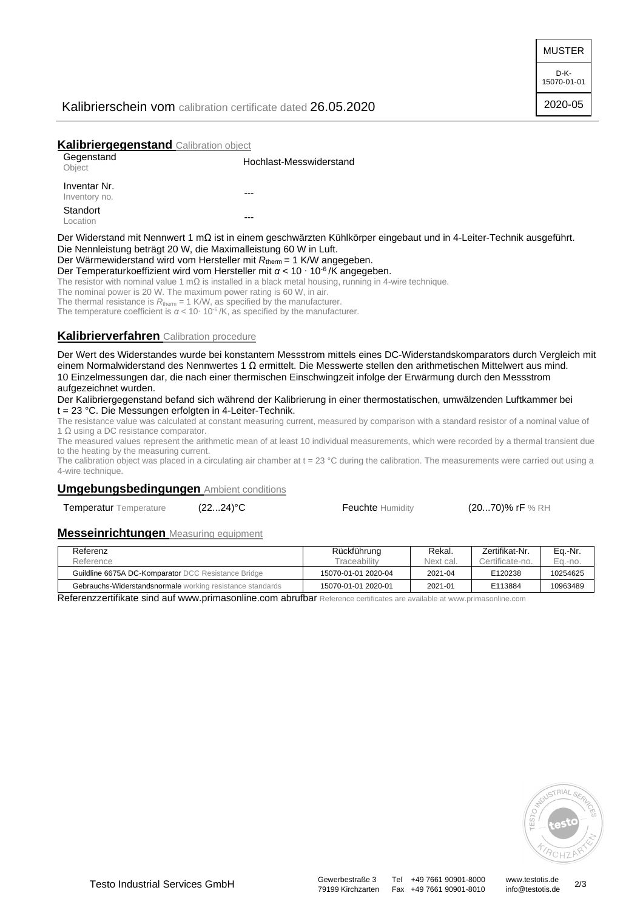MUSTER

D-K-15070-01-01

2020-05

Kalibrierschein vom calibration certificate dated 26.05.2020

## **Kalibriergegenstand** Calibration object

| | |
|---|---|
| Gegenstand<br>Object | Hochlast-Messwiderstand |
| Inventar Nr.<br>Inventory no. | --- |
| Standort<br>Location | --- |

Der Widerstand mit Nennwert 1 mΩ ist in einem geschwärzten Kühlkörper eingebaut und in 4-Leiter-Technik ausgeführt.
Die Nennleistung beträgt 20 W, die Maximalleistung 60 W in Luft.
Der Wärmewiderstand wird vom Hersteller mit $R_{\text{therm}}$ = 1 K/W angegeben.
Der Temperaturkoeffizient wird vom Hersteller mit $\alpha < 10 \cdot 10^{-6}$ /K angegeben.

The resistor with nominal value 1 mΩ is installed in a black metal housing, running in 4-wire technique.
The nominal power is 20 W. The maximum power rating is 60 W, in air.
The thermal resistance is $R_{\text{therm}}$ = 1 K/W, as specified by the manufacturer.
The temperature coefficient is $\alpha < 10 \cdot 10^{-6}$ /K, as specified by the manufacturer.

## **Kalibrierverfahren** Calibration procedure

Der Wert des Widerstandes wurde bei konstantem Messstrom mittels eines DC-Widerstandskomparators durch Vergleich mit einem Normalwiderstand des Nennwertes 1 Ω ermittelt. Die Messwerte stellen den arithmetischen Mittelwert aus mind. 10 Einzelmessungen dar, die nach einer thermischen Einschwingzeit infolge der Erwärmung durch den Messstrom aufgezeichnet wurden.
Der Kalibriergegenstand befand sich während der Kalibrierung in einer thermostatischen, umwälzenden Luftkammer bei t = 23 °C. Die Messungen erfolgten in 4-Leiter-Technik.

The resistance value was calculated at constant measuring current, measured by comparison with a standard resistor of a nominal value of 1 Ω using a DC resistance comparator.
The measured values represent the arithmetic mean of at least 10 individual measurements, which were recorded by a thermal transient due to the heating by the measuring current.
The calibration object was placed in a circulating air chamber at t = 23 °C during the calibration. The measurements were carried out using a 4-wire technique.

## **Umgebungsbedingungen** Ambient conditions

| | | | |
|---|---|---|---|
| Temperatur Temperature | (22...24)°C | Feuchte Humidity | (20...70)% rF % RH |

## **Messeinrichtungen** Measuring equipment

| Referenz<br>Reference | Rückführung<br>Traceability | Rekal.<br>Next cal. | Zertifikat-Nr.<br>Certificate-no. | Eq.-Nr.<br>Eq.-no. |
|---|---|---|---|---|
| Guildline 6675A DC-Komparator DCC Resistance Bridge | 15070-01-01 2020-04 | 2021-04 | E120238 | 10254625 |
| Gebrauchs-Widerstandsnormale working resistance standards | 15070-01-01 2020-01 | 2021-01 | E113884 | 10963489 |

Referenzzertifikate sind auf www.primasonline.com abrufbar Reference certificates are available at www.primasonline.com

Testo Industrial Services GmbH — Gewerbestraße 3, 79199 Kirchzarten — Tel +49 7661 90901-8000, Fax +49 7661 90901-8010 — www.testotis.de, info@testotis.de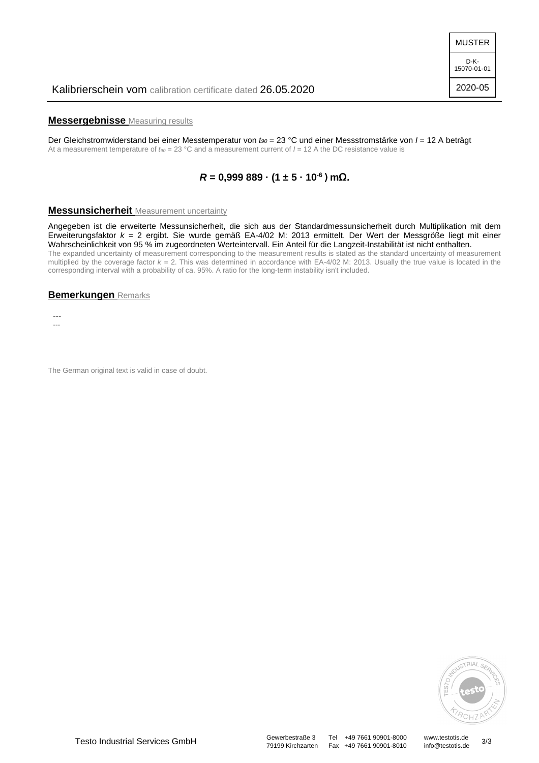MUSTER

D-K-15070-01-01

2020-05

Kalibrierschein vom calibration certificate dated 26.05.2020

## **Messergebnisse** Measuring results

Der Gleichstromwiderstand bei einer Messtemperatur von $t_{90}$ = 23 °C und einer Messstromstärke von $I$ = 12 A beträgt
At a measurement temperature of $t_{90}$ = 23 °C and a measurement current of $I$ = 12 A the DC resistance value is

$$R = 0{,}999\,889 \cdot (1 \pm 5 \cdot 10^{-6})\ \text{m}\Omega.$$

## **Messunsicherheit** Measurement uncertainty

Angegeben ist die erweiterte Messunsicherheit, die sich aus der Standardmessunsicherheit durch Multiplikation mit dem Erweiterungsfaktor $k$ = 2 ergibt. Sie wurde gemäß EA-4/02 M: 2013 ermittelt. Der Wert der Messgröße liegt mit einer Wahrscheinlichkeit von 95 % im zugeordneten Werteintervall. Ein Anteil für die Langzeit-Instabilität ist nicht enthalten.
The expanded uncertainty of measurement corresponding to the measurement results is stated as the standard uncertainty of measurement multiplied by the coverage factor $k$ = 2. This was determined in accordance with EA-4/02 M: 2013. Usually the true value is located in the corresponding interval with a probability of ca. 95%. A ratio for the long-term instability isn't included.

## **Bemerkungen** Remarks

---
---

The German original text is valid in case of doubt.

Testo Industrial Services GmbH

Gewerbestraße 3
79199 Kirchzarten

Tel +49 7661 90901-8000
Fax +49 7661 90901-8010

www.testotis.de
info@testotis.de